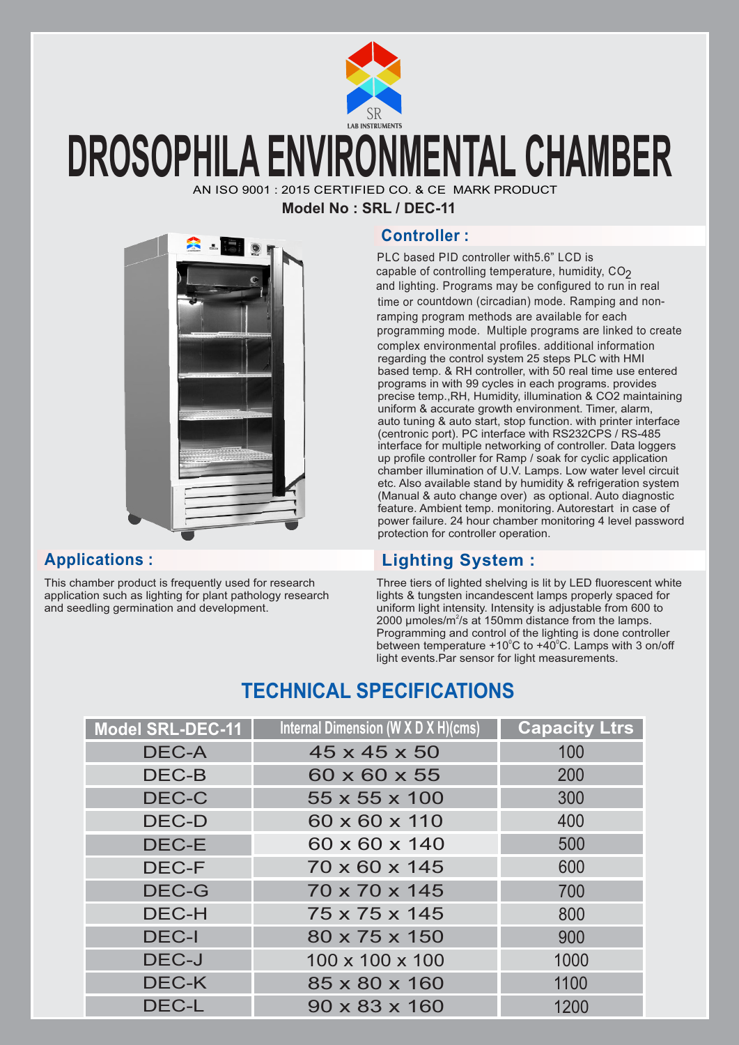# DROSOPHILA ENVIRONMENTAL CHAMBER

AN ISO 9001 : 2015 CERTIFIED CO. & CE MARK PRODUCT

**Model No : SRL / DEC-11**

## Controller :

PLC based PID controller with5.6" LCD is capable of controlling temperature, humidity, $CO_2$ and lighting. Programs may be configured to run in real time or countdown (circadian) mode. Ramping and non-ramping program methods are available for each programming mode. Multiple programs are linked to create complex environmental profiles. additional information regarding the control system 25 steps PLC with HMI based temp. & RH controller, with 50 real time use entered programs in with 99 cycles in each programs. provides precise temp.,RH, Humidity, illumination & CO2 maintaining uniform & accurate growth environment. Timer, alarm, auto tuning & auto start, stop function. with printer interface (centronic port). PC interface with RS232CPS / RS-485 interface for multiple networking of controller. Data loggers up profile controller for Ramp / soak for cyclic application chamber illumination of U.V. Lamps. Low water level circuit etc. Also available stand by humidity & refrigeration system (Manual & auto change over) as optional. Auto diagnostic feature. Ambient temp. monitoring. Autorestart in case of power failure. 24 hour chamber monitoring 4 level password protection for controller operation.

## Applications :

This chamber product is frequently used for research application such as lighting for plant pathology research and seedling germination and development.

## Lighting System :

Three tiers of lighted shelving is lit by LED fluorescent white lights & tungsten incandescent lamps properly spaced for uniform light intensity. Intensity is adjustable from 600 to 2000 µmoles/$m^2$/s at 150mm distance from the lamps. Programming and control of the lighting is done controller between temperature +10°C to +40°C. Lamps with 3 on/off light events.Par sensor for light measurements.

## TECHNICAL SPECIFICATIONS

| Model SRL-DEC-11 | Internal Dimension (W X D X H)(cms) | Capacity Ltrs |
|---|---|---|
| DEC-A | 45 x 45 x 50 | 100 |
| DEC-B | 60 x 60 x 55 | 200 |
| DEC-C | 55 x 55 x 100 | 300 |
| DEC-D | 60 x 60 x 110 | 400 |
| DEC-E | 60 x 60 x 140 | 500 |
| DEC-F | 70 x 60 x 145 | 600 |
| DEC-G | 70 x 70 x 145 | 700 |
| DEC-H | 75 x 75 x 145 | 800 |
| DEC-I | 80 x 75 x 150 | 900 |
| DEC-J | 100 x 100 x 100 | 1000 |
| DEC-K | 85 x 80 x 160 | 1100 |
| DEC-L | 90 x 83 x 160 | 1200 |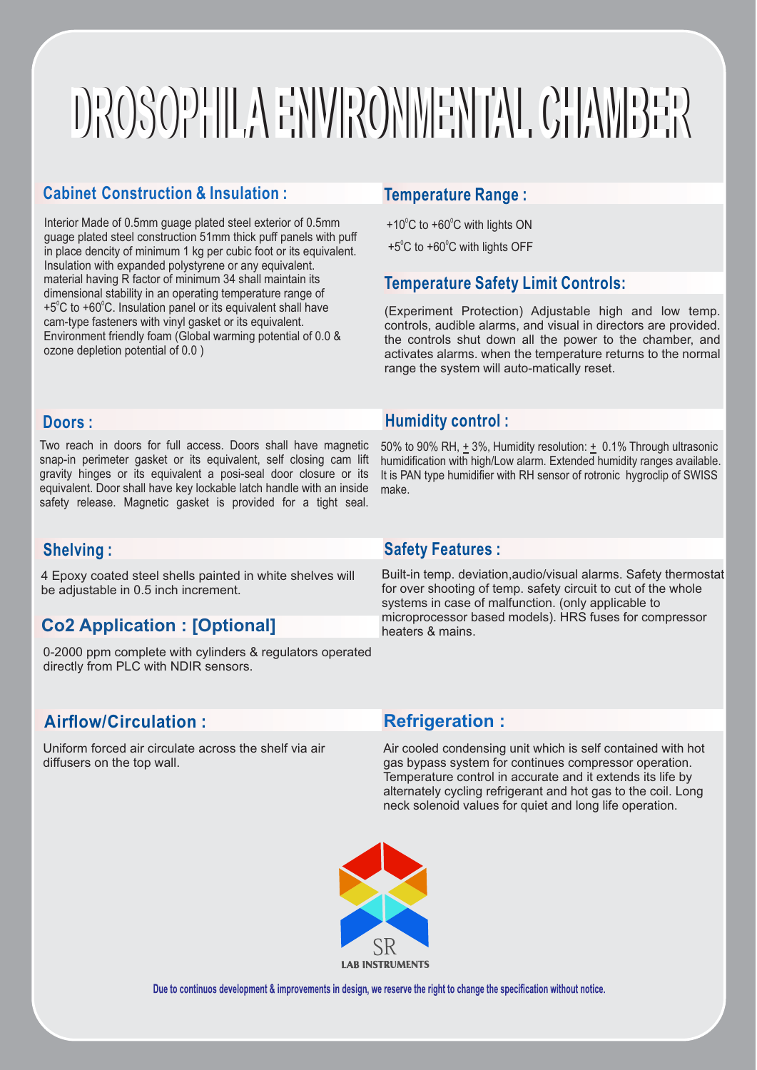# DROSOPHILA ENVIRONMENTAL CHAMBER

## Cabinet Construction & Insulation :

Interior Made of 0.5mm guage plated steel exterior of 0.5mm guage plated steel construction 51mm thick puff panels with puff in place dencity of minimum 1 kg per cubic foot or its equivalent. Insulation with expanded polystyrene or any equivalent. material having R factor of minimum 34 shall maintain its dimensional stability in an operating temperature range of +5°C to +60°C. Insulation panel or its equivalent shall have cam-type fasteners with vinyl gasket or its equivalent. Environment friendly foam (Global warming potential of 0.0 & ozone depletion potential of 0.0 )

## Temperature Range :

+10°C to +60°C with lights ON

+5°C to +60°C with lights OFF

## Temperature Safety Limit Controls:

(Experiment Protection) Adjustable high and low temp. controls, audible alarms, and visual in directors are provided. the controls shut down all the power to the chamber, and activates alarms. when the temperature returns to the normal range the system will auto-matically reset.

## Doors :

Two reach in doors for full access. Doors shall have magnetic snap-in perimeter gasket or its equivalent, self closing cam lift gravity hinges or its equivalent a posi-seal door closure or its equivalent. Door shall have key lockable latch handle with an inside safety release. Magnetic gasket is provided for a tight seal.

## Humidity control :

50% to 90% RH, ± 3%, Humidity resolution: ± 0.1% Through ultrasonic humidification with high/Low alarm. Extended humidity ranges available. It is PAN type humidifier with RH sensor of rotronic hygroclip of SWISS make.

## Shelving :

4 Epoxy coated steel shells painted in white shelves will be adjustable in 0.5 inch increment.

## Co2 Application : [Optional]

0-2000 ppm complete with cylinders & regulators operated directly from PLC with NDIR sensors.

## Safety Features :

Built-in temp. deviation,audio/visual alarms. Safety thermostat for over shooting of temp. safety circuit to cut of the whole systems in case of malfunction. (only applicable to microprocessor based models). HRS fuses for compressor heaters & mains.

## Airflow/Circulation :

Uniform forced air circulate across the shelf via air diffusers on the top wall.

## Refrigeration :

Air cooled condensing unit which is self contained with hot gas bypass system for continues compressor operation. Temperature control in accurate and it extends its life by alternately cycling refrigerant and hot gas to the coil. Long neck solenoid values for quiet and long life operation.

SR
LAB INSTRUMENTS

Due to continuos development & improvements in design, we reserve the right to change the specification without notice.